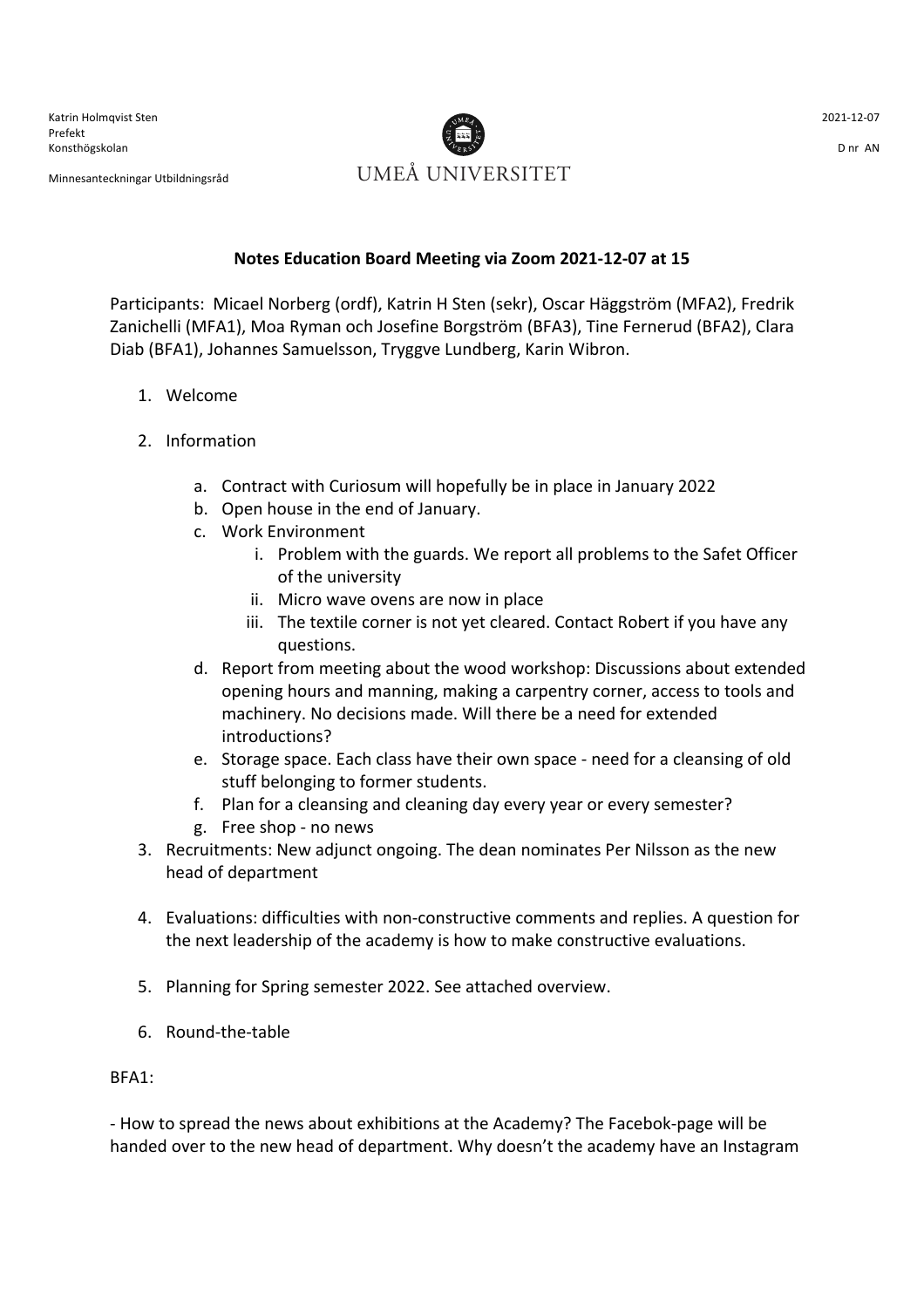Katrin Holmqvist Sten
Prefekt
Konsthögskolan

Minnesanteckningar Utbildningsråd

UMEÅ UNIVERSITET

2021-12-07

D nr AN

**Notes Education Board Meeting via Zoom 2021-12-07 at 15**

Participants: Micael Norberg (ordf), Katrin H Sten (sekr), Oscar Häggström (MFA2), Fredrik Zanichelli (MFA1), Moa Ryman och Josefine Borgström (BFA3), Tine Fernerud (BFA2), Clara Diab (BFA1), Johannes Samuelsson, Tryggve Lundberg, Karin Wibron.

1. Welcome
2. Information
    a. Contract with Curiosum will hopefully be in place in January 2022
    b. Open house in the end of January.
    c. Work Environment
        i. Problem with the guards. We report all problems to the Safet Officer of the university
        ii. Micro wave ovens are now in place
        iii. The textile corner is not yet cleared. Contact Robert if you have any questions.
    d. Report from meeting about the wood workshop: Discussions about extended opening hours and manning, making a carpentry corner, access to tools and machinery. No decisions made. Will there be a need for extended introductions?
    e. Storage space. Each class have their own space - need for a cleansing of old stuff belonging to former students.
    f. Plan for a cleansing and cleaning day every year or every semester?
    g. Free shop - no news
3. Recruitments: New adjunct ongoing. The dean nominates Per Nilsson as the new head of department
4. Evaluations: difficulties with non-constructive comments and replies. A question for the next leadership of the academy is how to make constructive evaluations.
5. Planning for Spring semester 2022. See attached overview.
6. Round-the-table

BFA1:

- How to spread the news about exhibitions at the Academy? The Facebok-page will be handed over to the new head of department. Why doesn't the academy have an Instagram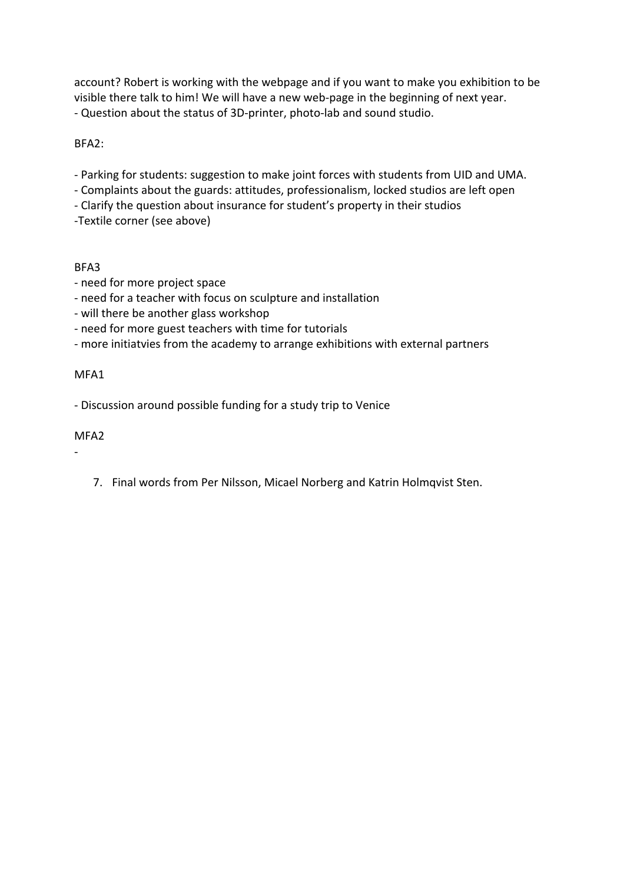account? Robert is working with the webpage and if you want to make you exhibition to be visible there talk to him! We will have a new web-page in the beginning of next year.
- Question about the status of 3D-printer, photo-lab and sound studio.

BFA2:

- Parking for students: suggestion to make joint forces with students from UID and UMA.
- Complaints about the guards: attitudes, professionalism, locked studios are left open
- Clarify the question about insurance for student's property in their studios
- Textile corner (see above)

BFA3

- need for more project space
- need for a teacher with focus on sculpture and installation
- will there be another glass workshop
- need for more guest teachers with time for tutorials
- more initiatvies from the academy to arrange exhibitions with external partners

MFA1

- Discussion around possible funding for a study trip to Venice

MFA2

-

7. Final words from Per Nilsson, Micael Norberg and Katrin Holmqvist Sten.